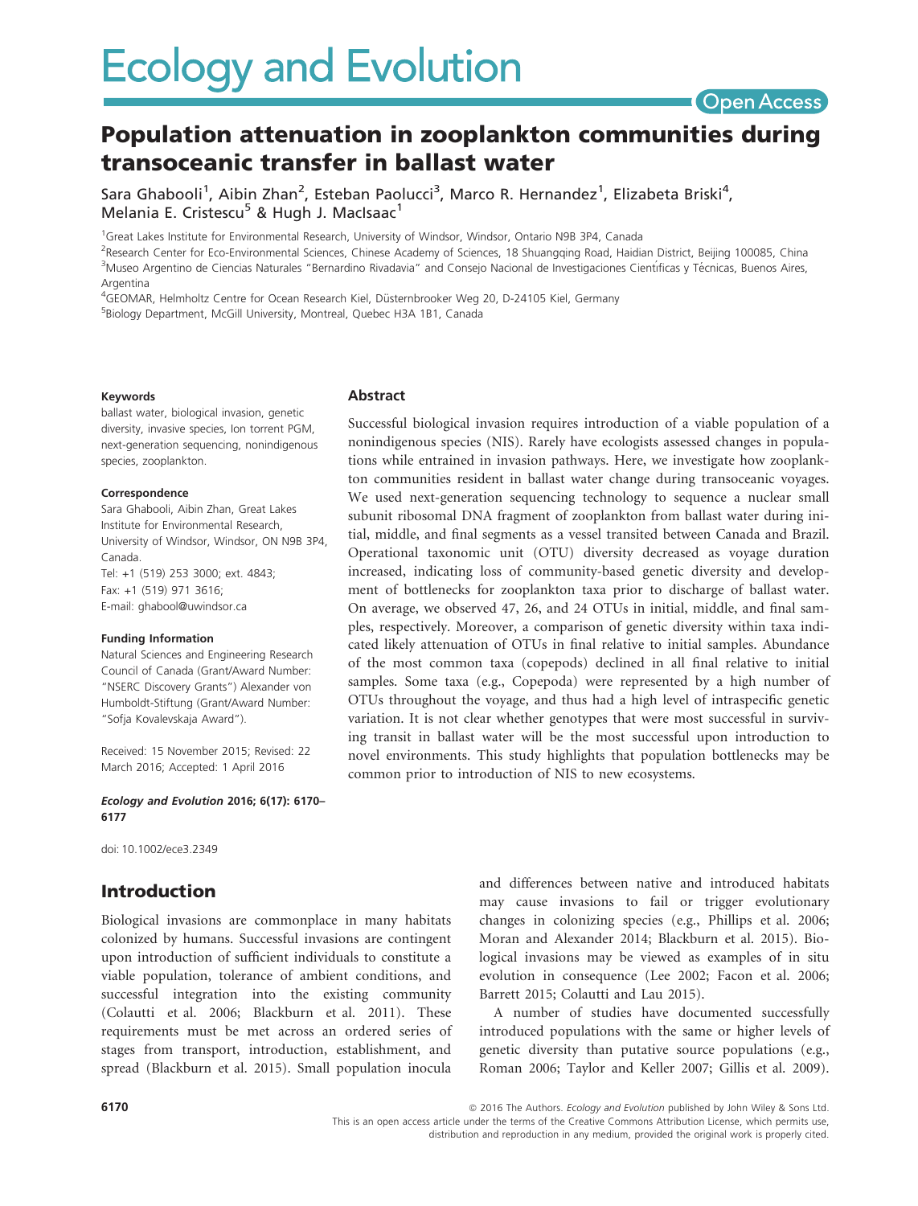# Ecology and Evolution

Open Access

## Population attenuation in zooplankton communities during transoceanic transfer in ballast water

Sara Ghabooli[1], Aibin Zhan[2], Esteban Paolucci[3], Marco R. Hernandez[1], Elizabeta Briski[4], Melania E. Cristescu[5] & Hugh J. MacIsaac[1]

[1]Great Lakes Institute for Environmental Research, University of Windsor, Windsor, Ontario N9B 3P4, Canada
[2]Research Center for Eco-Environmental Sciences, Chinese Academy of Sciences, 18 Shuangqing Road, Haidian District, Beijing 100085, China
[3]Museo Argentino de Ciencias Naturales "Bernardino Rivadavia" and Consejo Nacional de Investigaciones Científicas y Técnicas, Buenos Aires, Argentina
[4]GEOMAR, Helmholtz Centre for Ocean Research Kiel, Düsternbrooker Weg 20, D-24105 Kiel, Germany
[5]Biology Department, McGill University, Montreal, Quebec H3A 1B1, Canada

**Keywords**

ballast water, biological invasion, genetic diversity, invasive species, Ion torrent PGM, next-generation sequencing, nonindigenous species, zooplankton.

**Correspondence**

Sara Ghabooli, Aibin Zhan, Great Lakes Institute for Environmental Research, University of Windsor, Windsor, ON N9B 3P4, Canada.
Tel: +1 (519) 253 3000; ext. 4843;
Fax: +1 (519) 971 3616;
E-mail: ghabool@uwindsor.ca

**Funding Information**

Natural Sciences and Engineering Research Council of Canada (Grant/Award Number: "NSERC Discovery Grants") Alexander von Humboldt-Stiftung (Grant/Award Number: "Sofja Kovalevskaja Award").

Received: 15 November 2015; Revised: 22 March 2016; Accepted: 1 April 2016

***Ecology and Evolution* 2016; 6(17): 6170–6177**

doi: 10.1002/ece3.2349

### Abstract

Successful biological invasion requires introduction of a viable population of a nonindigenous species (NIS). Rarely have ecologists assessed changes in populations while entrained in invasion pathways. Here, we investigate how zooplankton communities resident in ballast water change during transoceanic voyages. We used next-generation sequencing technology to sequence a nuclear small subunit ribosomal DNA fragment of zooplankton from ballast water during initial, middle, and final segments as a vessel transited between Canada and Brazil. Operational taxonomic unit (OTU) diversity decreased as voyage duration increased, indicating loss of community-based genetic diversity and development of bottlenecks for zooplankton taxa prior to discharge of ballast water. On average, we observed 47, 26, and 24 OTUs in initial, middle, and final samples, respectively. Moreover, a comparison of genetic diversity within taxa indicated likely attenuation of OTUs in final relative to initial samples. Abundance of the most common taxa (copepods) declined in all final relative to initial samples. Some taxa (e.g., Copepoda) were represented by a high number of OTUs throughout the voyage, and thus had a high level of intraspecific genetic variation. It is not clear whether genotypes that were most successful in surviving transit in ballast water will be the most successful upon introduction to novel environments. This study highlights that population bottlenecks may be common prior to introduction of NIS to new ecosystems.

## Introduction

Biological invasions are commonplace in many habitats colonized by humans. Successful invasions are contingent upon introduction of sufficient individuals to constitute a viable population, tolerance of ambient conditions, and successful integration into the existing community (Colautti et al. 2006; Blackburn et al. 2011). These requirements must be met across an ordered series of stages from transport, introduction, establishment, and spread (Blackburn et al. 2015). Small population inocula and differences between native and introduced habitats may cause invasions to fail or trigger evolutionary changes in colonizing species (e.g., Phillips et al. 2006; Moran and Alexander 2014; Blackburn et al. 2015). Biological invasions may be viewed as examples of in situ evolution in consequence (Lee 2002; Facon et al. 2006; Barrett 2015; Colautti and Lau 2015).

A number of studies have documented successfully introduced populations with the same or higher levels of genetic diversity than putative source populations (e.g., Roman 2006; Taylor and Keller 2007; Gillis et al. 2009).

© 2016 The Authors. *Ecology and Evolution* published by John Wiley & Sons Ltd.
This is an open access article under the terms of the Creative Commons Attribution License, which permits use, distribution and reproduction in any medium, provided the original work is properly cited.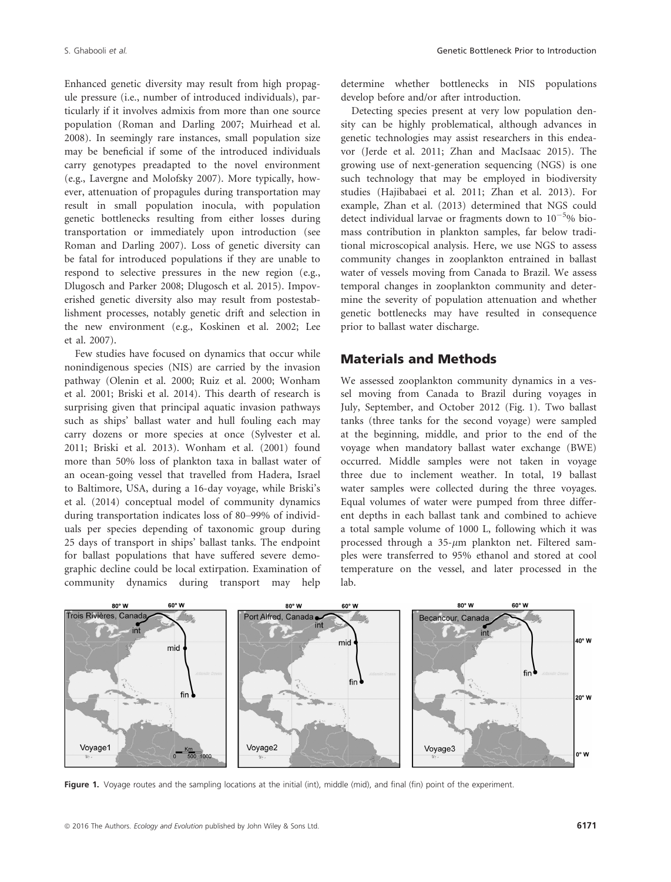Enhanced genetic diversity may result from high propagule pressure (i.e., number of introduced individuals), particularly if it involves admixis from more than one source population (Roman and Darling 2007; Muirhead et al. 2008). In seemingly rare instances, small population size may be beneficial if some of the introduced individuals carry genotypes preadapted to the novel environment (e.g., Lavergne and Molofsky 2007). More typically, however, attenuation of propagules during transportation may result in small population inocula, with population genetic bottlenecks resulting from either losses during transportation or immediately upon introduction (see Roman and Darling 2007). Loss of genetic diversity can be fatal for introduced populations if they are unable to respond to selective pressures in the new region (e.g., Dlugosch and Parker 2008; Dlugosch et al. 2015). Impoverished genetic diversity also may result from postestablishment processes, notably genetic drift and selection in the new environment (e.g., Koskinen et al. 2002; Lee et al. 2007).

Few studies have focused on dynamics that occur while nonindigenous species (NIS) are carried by the invasion pathway (Olenin et al. 2000; Ruiz et al. 2000; Wonham et al. 2001; Briski et al. 2014). This dearth of research is surprising given that principal aquatic invasion pathways such as ships' ballast water and hull fouling each may carry dozens or more species at once (Sylvester et al. 2011; Briski et al. 2013). Wonham et al. (2001) found more than 50% loss of plankton taxa in ballast water of an ocean-going vessel that travelled from Hadera, Israel to Baltimore, USA, during a 16-day voyage, while Briski's et al. (2014) conceptual model of community dynamics during transportation indicates loss of 80–99% of individuals per species depending of taxonomic group during 25 days of transport in ships' ballast tanks. The endpoint for ballast populations that have suffered severe demographic decline could be local extirpation. Examination of community dynamics during transport may help determine whether bottlenecks in NIS populations develop before and/or after introduction.

Detecting species present at very low population density can be highly problematical, although advances in genetic technologies may assist researchers in this endeavor (Jerde et al. 2011; Zhan and MacIsaac 2015). The growing use of next-generation sequencing (NGS) is one such technology that may be employed in biodiversity studies (Hajibabaei et al. 2011; Zhan et al. 2013). For example, Zhan et al. (2013) determined that NGS could detect individual larvae or fragments down to $10^{-5}$% biomass contribution in plankton samples, far below traditional microscopical analysis. Here, we use NGS to assess community changes in zooplankton entrained in ballast water of vessels moving from Canada to Brazil. We assess temporal changes in zooplankton community and determine the severity of population attenuation and whether genetic bottlenecks may have resulted in consequence prior to ballast water discharge.

## Materials and Methods

We assessed zooplankton community dynamics in a vessel moving from Canada to Brazil during voyages in July, September, and October 2012 (Fig. 1). Two ballast tanks (three tanks for the second voyage) were sampled at the beginning, middle, and prior to the end of the voyage when mandatory ballast water exchange (BWE) occurred. Middle samples were not taken in voyage three due to inclement weather. In total, 19 ballast water samples were collected during the three voyages. Equal volumes of water were pumped from three different depths in each ballast tank and combined to achieve a total sample volume of 1000 L, following which it was processed through a 35-$\mu$m plankton net. Filtered samples were transferred to 95% ethanol and stored at cool temperature on the vessel, and later processed in the lab.

**Figure 1.** Voyage routes and the sampling locations at the initial (int), middle (mid), and final (fin) point of the experiment.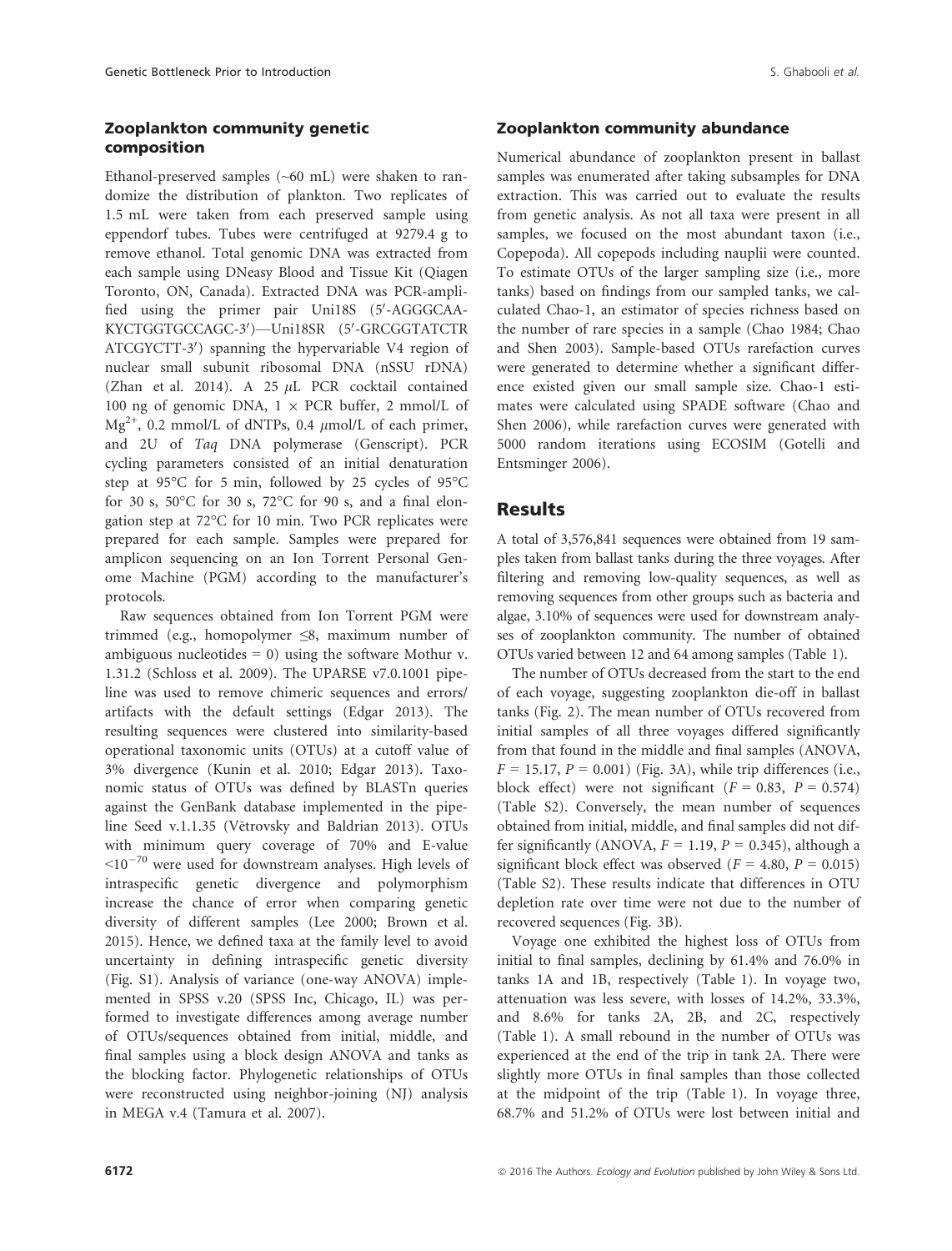## Zooplankton community genetic composition

Ethanol-preserved samples (~60 mL) were shaken to randomize the distribution of plankton. Two replicates of 1.5 mL were taken from each preserved sample using eppendorf tubes. Tubes were centrifuged at 9279.4 g to remove ethanol. Total genomic DNA was extracted from each sample using DNeasy Blood and Tissue Kit (Qiagen Toronto, ON, Canada). Extracted DNA was PCR-amplified using the primer pair Uni18S (5′-AGGGCAA-KYCTGGTGCCAGC-3′)—Uni18SR (5′-GRCGGTATCTR ATCGYCTT-3′) spanning the hypervariable V4 region of nuclear small subunit ribosomal DNA (nSSU rDNA) (Zhan et al. 2014). A 25 $\mu$L PCR cocktail contained 100 ng of genomic DNA, 1 × PCR buffer, 2 mmol/L of $Mg^{2+}$, 0.2 mmol/L of dNTPs, 0.4 $\mu$mol/L of each primer, and 2U of *Taq* DNA polymerase (Genscript). PCR cycling parameters consisted of an initial denaturation step at 95°C for 5 min, followed by 25 cycles of 95°C for 30 s, 50°C for 30 s, 72°C for 90 s, and a final elongation step at 72°C for 10 min. Two PCR replicates were prepared for each sample. Samples were prepared for amplicon sequencing on an Ion Torrent Personal Genome Machine (PGM) according to the manufacturer's protocols.

Raw sequences obtained from Ion Torrent PGM were trimmed (e.g., homopolymer ≤8, maximum number of ambiguous nucleotides = 0) using the software Mothur v. 1.31.2 (Schloss et al. 2009). The UPARSE v7.0.1001 pipeline was used to remove chimeric sequences and errors/artifacts with the default settings (Edgar 2013). The resulting sequences were clustered into similarity-based operational taxonomic units (OTUs) at a cutoff value of 3% divergence (Kunin et al. 2010; Edgar 2013). Taxonomic status of OTUs was defined by BLASTn queries against the GenBank database implemented in the pipeline Seed v.1.1.35 (Větrovsky and Baldrian 2013). OTUs with minimum query coverage of 70% and E-value $<10^{-70}$ were used for downstream analyses. High levels of intraspecific genetic divergence and polymorphism increase the chance of error when comparing genetic diversity of different samples (Lee 2000; Brown et al. 2015). Hence, we defined taxa at the family level to avoid uncertainty in defining intraspecific genetic diversity (Fig. S1). Analysis of variance (one-way ANOVA) implemented in SPSS v.20 (SPSS Inc, Chicago, IL) was performed to investigate differences among average number of OTUs/sequences obtained from initial, middle, and final samples using a block design ANOVA and tanks as the blocking factor. Phylogenetic relationships of OTUs were reconstructed using neighbor-joining (NJ) analysis in MEGA v.4 (Tamura et al. 2007).

## Zooplankton community abundance

Numerical abundance of zooplankton present in ballast samples was enumerated after taking subsamples for DNA extraction. This was carried out to evaluate the results from genetic analysis. As not all taxa were present in all samples, we focused on the most abundant taxon (i.e., Copepoda). All copepods including nauplii were counted. To estimate OTUs of the larger sampling size (i.e., more tanks) based on findings from our sampled tanks, we calculated Chao-1, an estimator of species richness based on the number of rare species in a sample (Chao 1984; Chao and Shen 2003). Sample-based OTUs rarefaction curves were generated to determine whether a significant difference existed given our small sample size. Chao-1 estimates were calculated using SPADE software (Chao and Shen 2006), while rarefaction curves were generated with 5000 random iterations using ECOSIM (Gotelli and Entsminger 2006).

# Results

A total of 3,576,841 sequences were obtained from 19 samples taken from ballast tanks during the three voyages. After filtering and removing low-quality sequences, as well as removing sequences from other groups such as bacteria and algae, 3.10% of sequences were used for downstream analyses of zooplankton community. The number of obtained OTUs varied between 12 and 64 among samples (Table 1).

The number of OTUs decreased from the start to the end of each voyage, suggesting zooplankton die-off in ballast tanks (Fig. 2). The mean number of OTUs recovered from initial samples of all three voyages differed significantly from that found in the middle and final samples (ANOVA, $F = 15.17$, $P = 0.001$) (Fig. 3A), while trip differences (i.e., block effect) were not significant ($F = 0.83$, $P = 0.574$) (Table S2). Conversely, the mean number of sequences obtained from initial, middle, and final samples did not differ significantly (ANOVA, $F = 1.19$, $P = 0.345$), although a significant block effect was observed ($F = 4.80$, $P = 0.015$) (Table S2). These results indicate that differences in OTU depletion rate over time were not due to the number of recovered sequences (Fig. 3B).

Voyage one exhibited the highest loss of OTUs from initial to final samples, declining by 61.4% and 76.0% in tanks 1A and 1B, respectively (Table 1). In voyage two, attenuation was less severe, with losses of 14.2%, 33.3%, and 8.6% for tanks 2A, 2B, and 2C, respectively (Table 1). A small rebound in the number of OTUs was experienced at the end of the trip in tank 2A. There were slightly more OTUs in final samples than those collected at the midpoint of the trip (Table 1). In voyage three, 68.7% and 51.2% of OTUs were lost between initial and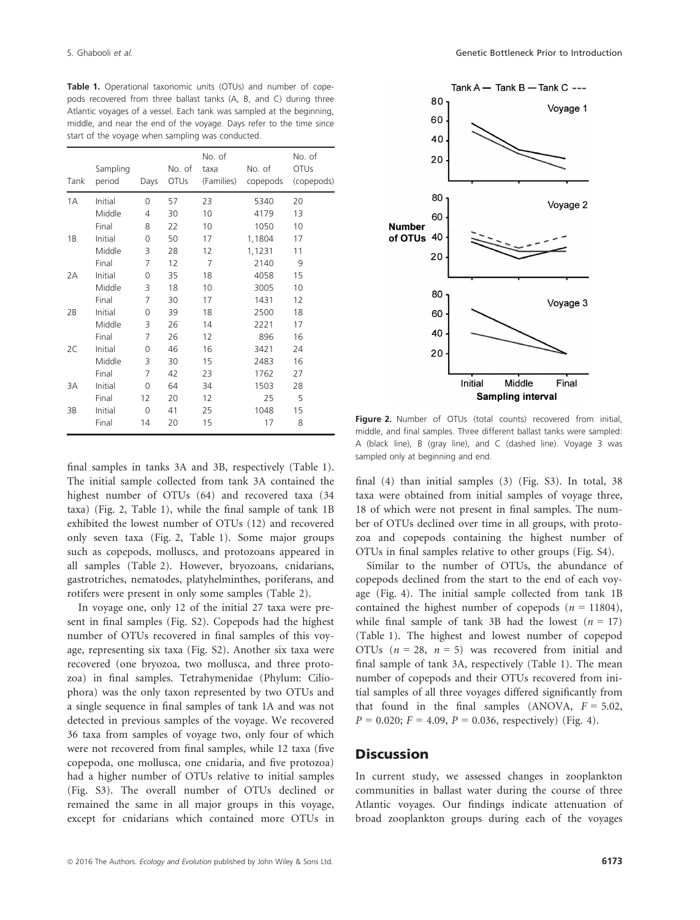**Table 1.** Operational taxonomic units (OTUs) and number of copepods recovered from three ballast tanks (A, B, and C) during three Atlantic voyages of a vessel. Each tank was sampled at the beginning, middle, and near the end of the voyage. Days refer to the time since start of the voyage when sampling was conducted.

| Tank | Sampling period | Days | No. of OTUs | No. of taxa (Families) | No. of copepods | No. of OTUs (copepods) |
|---|---|---|---|---|---|---|
| 1A | Initial | 0 | 57 | 23 | 5340 | 20 |
| | Middle | 4 | 30 | 10 | 4179 | 13 |
| | Final | 8 | 22 | 10 | 1050 | 10 |
| 1B | Initial | 0 | 50 | 17 | 1,1804 | 17 |
| | Middle | 3 | 28 | 12 | 1,1231 | 11 |
| | Final | 7 | 12 | 7 | 2140 | 9 |
| 2A | Initial | 0 | 35 | 18 | 4058 | 15 |
| | Middle | 3 | 18 | 10 | 3005 | 10 |
| | Final | 7 | 30 | 17 | 1431 | 12 |
| 2B | Initial | 0 | 39 | 18 | 2500 | 18 |
| | Middle | 3 | 26 | 14 | 2221 | 17 |
| | Final | 7 | 26 | 12 | 896 | 16 |
| 2C | Initial | 0 | 46 | 16 | 3421 | 24 |
| | Middle | 3 | 30 | 15 | 2483 | 16 |
| | Final | 7 | 42 | 23 | 1762 | 27 |
| 3A | Initial | 0 | 64 | 34 | 1503 | 28 |
| | Final | 12 | 20 | 12 | 25 | 5 |
| 3B | Initial | 0 | 41 | 25 | 1048 | 15 |
| | Final | 14 | 20 | 15 | 17 | 8 |

final samples in tanks 3A and 3B, respectively (Table 1). The initial sample collected from tank 3A contained the highest number of OTUs (64) and recovered taxa (34 taxa) (Fig. 2, Table 1), while the final sample of tank 1B exhibited the lowest number of OTUs (12) and recovered only seven taxa (Fig. 2, Table 1). Some major groups such as copepods, molluscs, and protozoans appeared in all samples (Table 2). However, bryozoans, cnidarians, gastrotriches, nematodes, platyhelminthes, poriferans, and rotifers were present in only some samples (Table 2).

In voyage one, only 12 of the initial 27 taxa were present in final samples (Fig. S2). Copepods had the highest number of OTUs recovered in final samples of this voyage, representing six taxa (Fig. S2). Another six taxa were recovered (one bryozoa, two mollusca, and three protozoa) in final samples. Tetrahymenidae (Phylum: Ciliophora) was the only taxon represented by two OTUs and a single sequence in final samples of tank 1A and was not detected in previous samples of the voyage. We recovered 36 taxa from samples of voyage two, only four of which were not recovered from final samples, while 12 taxa (five copepoda, one mollusca, one cnidaria, and five protozoa) had a higher number of OTUs relative to initial samples (Fig. S3). The overall number of OTUs declined or remained the same in all major groups in this voyage, except for cnidarians which contained more OTUs in final (4) than initial samples (3) (Fig. S3). In total, 38 taxa were obtained from initial samples of voyage three, 18 of which were not present in final samples. The number of OTUs declined over time in all groups, with protozoa and copepods containing the highest number of OTUs in final samples relative to other groups (Fig. S4).

Similar to the number of OTUs, the abundance of copepods declined from the start to the end of each voyage (Fig. 4). The initial sample collected from tank 1B contained the highest number of copepods ($n$ = 11804), while final sample of tank 3B had the lowest ($n$ = 17) (Table 1). The highest and lowest number of copepod OTUs ($n$ = 28, $n$ = 5) was recovered from initial and final sample of tank 3A, respectively (Table 1). The mean number of copepods and their OTUs recovered from initial samples of all three voyages differed significantly from that found in the final samples (ANOVA, $F = 5.02$, $P = 0.020$; $F = 4.09$, $P = 0.036$, respectively) (Fig. 4).

**Figure 2.** Number of OTUs (total counts) recovered from initial, middle, and final samples. Three different ballast tanks were sampled: A (black line), B (gray line), and C (dashed line). Voyage 3 was sampled only at beginning and end.

## Discussion

In current study, we assessed changes in zooplankton communities in ballast water during the course of three Atlantic voyages. Our findings indicate attenuation of broad zooplankton groups during each of the voyages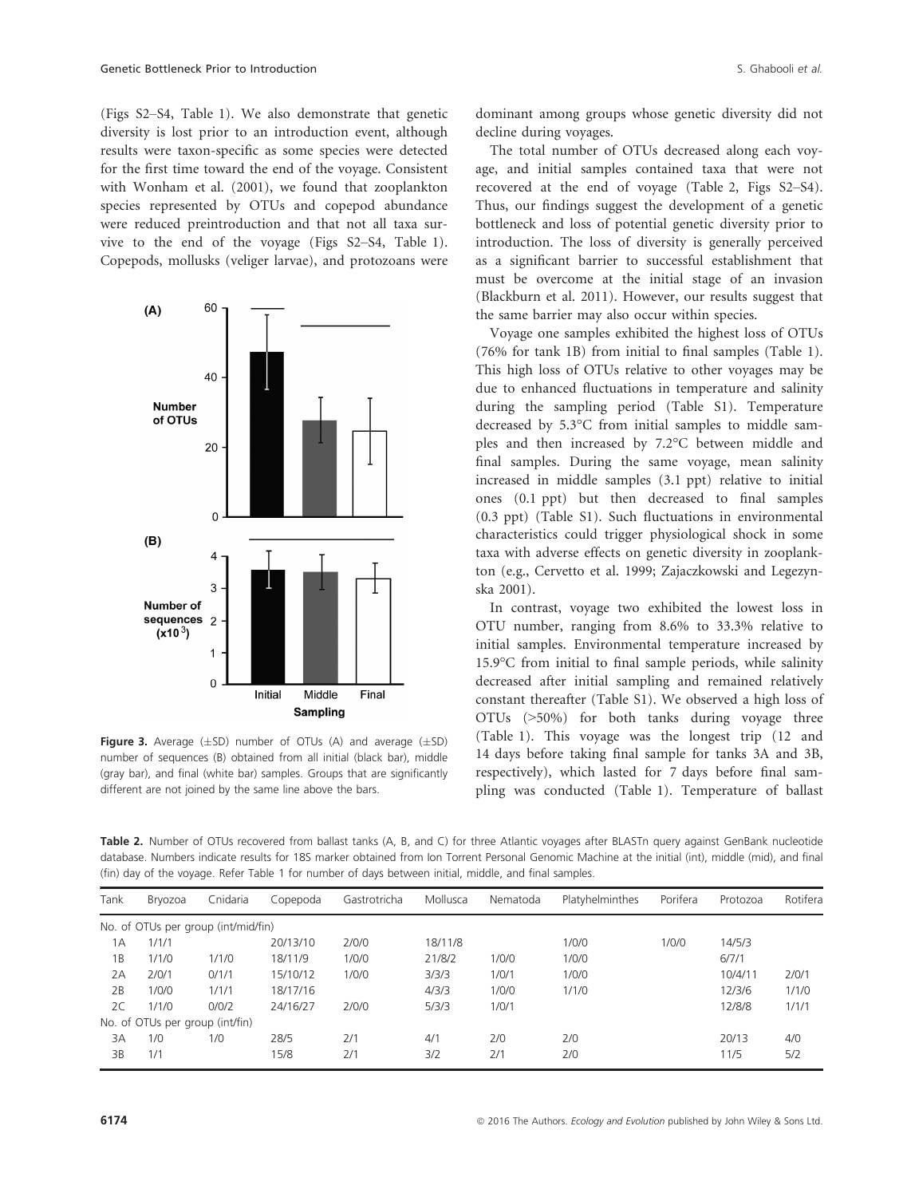(Figs S2–S4, Table 1). We also demonstrate that genetic diversity is lost prior to an introduction event, although results were taxon-specific as some species were detected for the first time toward the end of the voyage. Consistent with Wonham et al. (2001), we found that zooplankton species represented by OTUs and copepod abundance were reduced preintroduction and that not all taxa survive to the end of the voyage (Figs S2–S4, Table 1). Copepods, mollusks (veliger larvae), and protozoans were

**Figure 3.** Average (±SD) number of OTUs (A) and average (±SD) number of sequences (B) obtained from all initial (black bar), middle (gray bar), and final (white bar) samples. Groups that are significantly different are not joined by the same line above the bars.

dominant among groups whose genetic diversity did not decline during voyages.

The total number of OTUs decreased along each voyage, and initial samples contained taxa that were not recovered at the end of voyage (Table 2, Figs S2–S4). Thus, our findings suggest the development of a genetic bottleneck and loss of potential genetic diversity prior to introduction. The loss of diversity is generally perceived as a significant barrier to successful establishment that must be overcome at the initial stage of an invasion (Blackburn et al. 2011). However, our results suggest that the same barrier may also occur within species.

Voyage one samples exhibited the highest loss of OTUs (76% for tank 1B) from initial to final samples (Table 1). This high loss of OTUs relative to other voyages may be due to enhanced fluctuations in temperature and salinity during the sampling period (Table S1). Temperature decreased by 5.3°C from initial samples to middle samples and then increased by 7.2°C between middle and final samples. During the same voyage, mean salinity increased in middle samples (3.1 ppt) relative to initial ones (0.1 ppt) but then decreased to final samples (0.3 ppt) (Table S1). Such fluctuations in environmental characteristics could trigger physiological shock in some taxa with adverse effects on genetic diversity in zooplankton (e.g., Cervetto et al. 1999; Zajaczkowski and Legezynska 2001).

In contrast, voyage two exhibited the lowest loss in OTU number, ranging from 8.6% to 33.3% relative to initial samples. Environmental temperature increased by 15.9°C from initial to final sample periods, while salinity decreased after initial sampling and remained relatively constant thereafter (Table S1). We observed a high loss of OTUs (>50%) for both tanks during voyage three (Table 1). This voyage was the longest trip (12 and 14 days before taking final sample for tanks 3A and 3B, respectively), which lasted for 7 days before final sampling was conducted (Table 1). Temperature of ballast

**Table 2.** Number of OTUs recovered from ballast tanks (A, B, and C) for three Atlantic voyages after BLASTn query against GenBank nucleotide database. Numbers indicate results for 18S marker obtained from Ion Torrent Personal Genomic Machine at the initial (int), middle (mid), and final (fin) day of the voyage. Refer Table 1 for number of days between initial, middle, and final samples.

| Tank | Bryozoa | Cnidaria | Copepoda | Gastrotricha | Mollusca | Nematoda | Platyhelminthes | Porifera | Protozoa | Rotifera |
|---|---|---|---|---|---|---|---|---|---|---|
| No. of OTUs per group (int/mid/fin) | | | | | | | | | | |
| 1A | 1/1/1 | | 20/13/10 | 2/0/0 | 18/11/8 | | 1/0/0 | 1/0/0 | 14/5/3 | |
| 1B | 1/1/0 | 1/1/0 | 18/11/9 | 1/0/0 | 21/8/2 | 1/0/0 | 1/0/0 | | 6/7/1 | |
| 2A | 2/0/1 | 0/1/1 | 15/10/12 | 1/0/0 | 3/3/3 | 1/0/1 | 1/0/0 | | 10/4/11 | 2/0/1 |
| 2B | 1/0/0 | 1/1/1 | 18/17/16 | | 4/3/3 | 1/0/0 | 1/1/0 | | 12/3/6 | 1/1/0 |
| 2C | 1/1/0 | 0/0/2 | 24/16/27 | 2/0/0 | 5/3/3 | 1/0/1 | | | 12/8/8 | 1/1/1 |
| No. of OTUs per group (int/fin) | | | | | | | | | | |
| 3A | 1/0 | 1/0 | 28/5 | 2/1 | 4/1 | 2/0 | 2/0 | | 20/13 | 4/0 |
| 3B | 1/1 | | 15/8 | 2/1 | 3/2 | 2/1 | 2/0 | | 11/5 | 5/2 |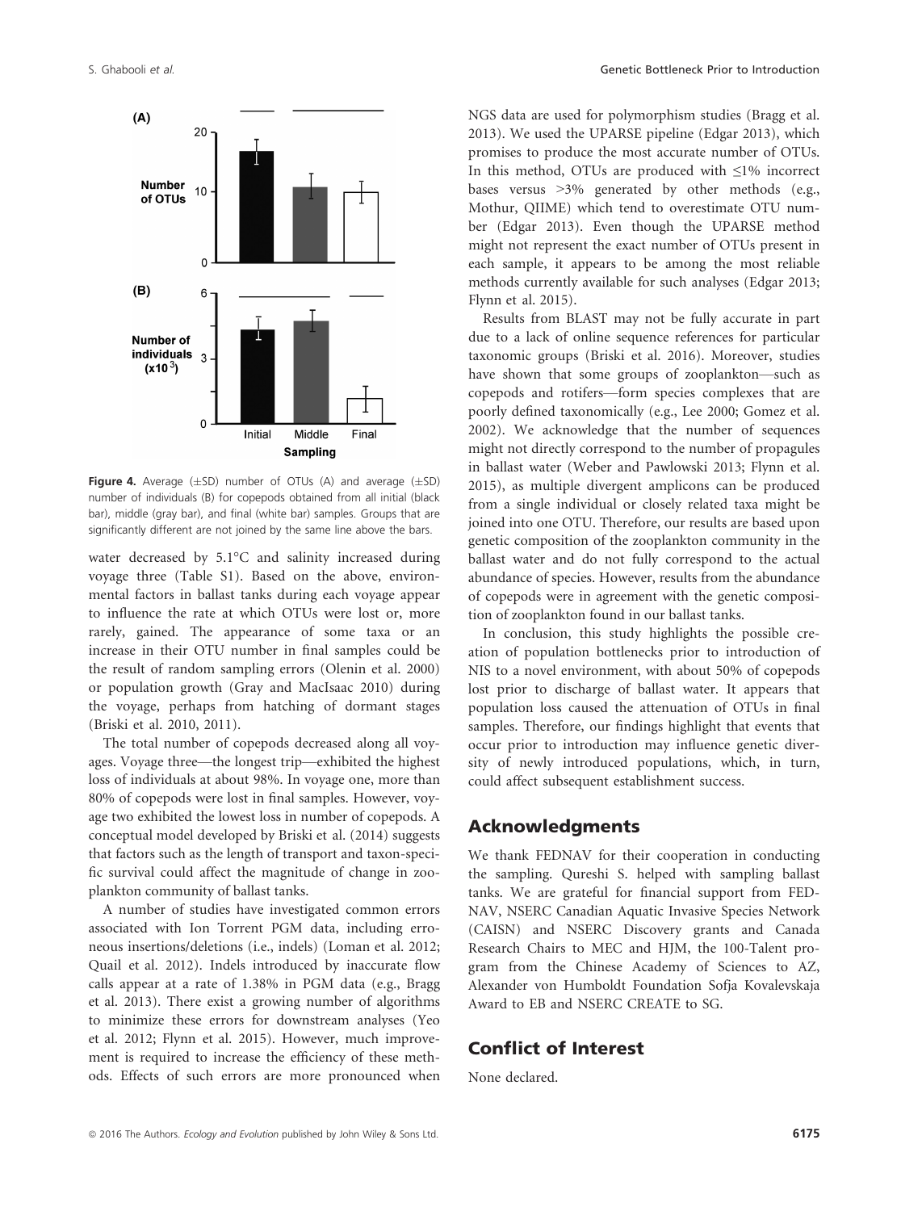**Figure 4.** Average (±SD) number of OTUs (A) and average (±SD) number of individuals (B) for copepods obtained from all initial (black bar), middle (gray bar), and final (white bar) samples. Groups that are significantly different are not joined by the same line above the bars.

water decreased by 5.1°C and salinity increased during voyage three (Table S1). Based on the above, environmental factors in ballast tanks during each voyage appear to influence the rate at which OTUs were lost or, more rarely, gained. The appearance of some taxa or an increase in their OTU number in final samples could be the result of random sampling errors (Olenin et al. 2000) or population growth (Gray and MacIsaac 2010) during the voyage, perhaps from hatching of dormant stages (Briski et al. 2010, 2011).

The total number of copepods decreased along all voyages. Voyage three—the longest trip—exhibited the highest loss of individuals at about 98%. In voyage one, more than 80% of copepods were lost in final samples. However, voyage two exhibited the lowest loss in number of copepods. A conceptual model developed by Briski et al. (2014) suggests that factors such as the length of transport and taxon-specific survival could affect the magnitude of change in zooplankton community of ballast tanks.

A number of studies have investigated common errors associated with Ion Torrent PGM data, including erroneous insertions/deletions (i.e., indels) (Loman et al. 2012; Quail et al. 2012). Indels introduced by inaccurate flow calls appear at a rate of 1.38% in PGM data (e.g., Bragg et al. 2013). There exist a growing number of algorithms to minimize these errors for downstream analyses (Yeo et al. 2012; Flynn et al. 2015). However, much improvement is required to increase the efficiency of these methods. Effects of such errors are more pronounced when NGS data are used for polymorphism studies (Bragg et al. 2013). We used the UPARSE pipeline (Edgar 2013), which promises to produce the most accurate number of OTUs. In this method, OTUs are produced with ≤1% incorrect bases versus >3% generated by other methods (e.g., Mothur, QIIME) which tend to overestimate OTU number (Edgar 2013). Even though the UPARSE method might not represent the exact number of OTUs present in each sample, it appears to be among the most reliable methods currently available for such analyses (Edgar 2013; Flynn et al. 2015).

Results from BLAST may not be fully accurate in part due to a lack of online sequence references for particular taxonomic groups (Briski et al. 2016). Moreover, studies have shown that some groups of zooplankton—such as copepods and rotifers—form species complexes that are poorly defined taxonomically (e.g., Lee 2000; Gomez et al. 2002). We acknowledge that the number of sequences might not directly correspond to the number of propagules in ballast water (Weber and Pawlowski 2013; Flynn et al. 2015), as multiple divergent amplicons can be produced from a single individual or closely related taxa might be joined into one OTU. Therefore, our results are based upon genetic composition of the zooplankton community in the ballast water and do not fully correspond to the actual abundance of species. However, results from the abundance of copepods were in agreement with the genetic composition of zooplankton found in our ballast tanks.

In conclusion, this study highlights the possible creation of population bottlenecks prior to introduction of NIS to a novel environment, with about 50% of copepods lost prior to discharge of ballast water. It appears that population loss caused the attenuation of OTUs in final samples. Therefore, our findings highlight that events that occur prior to introduction may influence genetic diversity of newly introduced populations, which, in turn, could affect subsequent establishment success.

## Acknowledgments

We thank FEDNAV for their cooperation in conducting the sampling. Qureshi S. helped with sampling ballast tanks. We are grateful for financial support from FEDNAV, NSERC Canadian Aquatic Invasive Species Network (CAISN) and NSERC Discovery grants and Canada Research Chairs to MEC and HJM, the 100-Talent program from the Chinese Academy of Sciences to AZ, Alexander von Humboldt Foundation Sofja Kovalevskaja Award to EB and NSERC CREATE to SG.

## Conflict of Interest

None declared.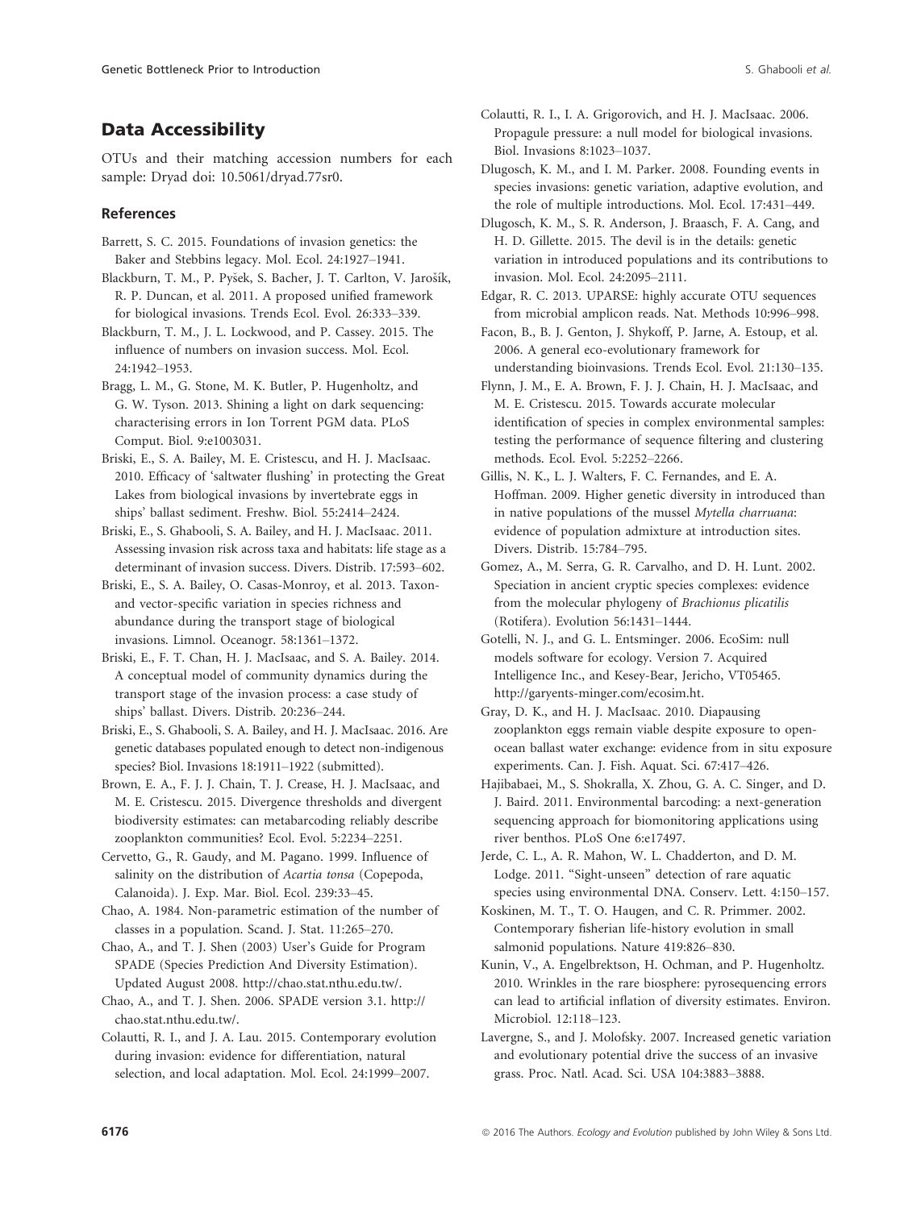## Data Accessibility

OTUs and their matching accession numbers for each sample: Dryad doi: 10.5061/dryad.77sr0.

### References

Barrett, S. C. 2015. Foundations of invasion genetics: the Baker and Stebbins legacy. Mol. Ecol. 24:1927–1941.

Blackburn, T. M., P. Pyšek, S. Bacher, J. T. Carlton, V. Jarošík, R. P. Duncan, et al. 2011. A proposed unified framework for biological invasions. Trends Ecol. Evol. 26:333–339.

Blackburn, T. M., J. L. Lockwood, and P. Cassey. 2015. The influence of numbers on invasion success. Mol. Ecol. 24:1942–1953.

Bragg, L. M., G. Stone, M. K. Butler, P. Hugenholtz, and G. W. Tyson. 2013. Shining a light on dark sequencing: characterising errors in Ion Torrent PGM data. PLoS Comput. Biol. 9:e1003031.

Briski, E., S. A. Bailey, M. E. Cristescu, and H. J. MacIsaac. 2010. Efficacy of 'saltwater flushing' in protecting the Great Lakes from biological invasions by invertebrate eggs in ships' ballast sediment. Freshw. Biol. 55:2414–2424.

Briski, E., S. Ghabooli, S. A. Bailey, and H. J. MacIsaac. 2011. Assessing invasion risk across taxa and habitats: life stage as a determinant of invasion success. Divers. Distrib. 17:593–602.

Briski, E., S. A. Bailey, O. Casas-Monroy, et al. 2013. Taxon- and vector-specific variation in species richness and abundance during the transport stage of biological invasions. Limnol. Oceanogr. 58:1361–1372.

Briski, E., F. T. Chan, H. J. MacIsaac, and S. A. Bailey. 2014. A conceptual model of community dynamics during the transport stage of the invasion process: a case study of ships' ballast. Divers. Distrib. 20:236–244.

Briski, E., S. Ghabooli, S. A. Bailey, and H. J. MacIsaac. 2016. Are genetic databases populated enough to detect non-indigenous species? Biol. Invasions 18:1911–1922 (submitted).

Brown, E. A., F. J. J. Chain, T. J. Crease, H. J. MacIsaac, and M. E. Cristescu. 2015. Divergence thresholds and divergent biodiversity estimates: can metabarcoding reliably describe zooplankton communities? Ecol. Evol. 5:2234–2251.

Cervetto, G., R. Gaudy, and M. Pagano. 1999. Influence of salinity on the distribution of *Acartia tonsa* (Copepoda, Calanoida). J. Exp. Mar. Biol. Ecol. 239:33–45.

Chao, A. 1984. Non-parametric estimation of the number of classes in a population. Scand. J. Stat. 11:265–270.

Chao, A., and T. J. Shen (2003) User's Guide for Program SPADE (Species Prediction And Diversity Estimation). Updated August 2008. http://chao.stat.nthu.edu.tw/.

Chao, A., and T. J. Shen. 2006. SPADE version 3.1. http://chao.stat.nthu.edu.tw/.

Colautti, R. I., and J. A. Lau. 2015. Contemporary evolution during invasion: evidence for differentiation, natural selection, and local adaptation. Mol. Ecol. 24:1999–2007.

Colautti, R. I., I. A. Grigorovich, and H. J. MacIsaac. 2006. Propagule pressure: a null model for biological invasions. Biol. Invasions 8:1023–1037.

Dlugosch, K. M., and I. M. Parker. 2008. Founding events in species invasions: genetic variation, adaptive evolution, and the role of multiple introductions. Mol. Ecol. 17:431–449.

Dlugosch, K. M., S. R. Anderson, J. Braasch, F. A. Cang, and H. D. Gillette. 2015. The devil is in the details: genetic variation in introduced populations and its contributions to invasion. Mol. Ecol. 24:2095–2111.

Edgar, R. C. 2013. UPARSE: highly accurate OTU sequences from microbial amplicon reads. Nat. Methods 10:996–998.

Facon, B., B. J. Genton, J. Shykoff, P. Jarne, A. Estoup, et al. 2006. A general eco-evolutionary framework for understanding bioinvasions. Trends Ecol. Evol. 21:130–135.

Flynn, J. M., E. A. Brown, F. J. J. Chain, H. J. MacIsaac, and M. E. Cristescu. 2015. Towards accurate molecular identification of species in complex environmental samples: testing the performance of sequence filtering and clustering methods. Ecol. Evol. 5:2252–2266.

Gillis, N. K., L. J. Walters, F. C. Fernandes, and E. A. Hoffman. 2009. Higher genetic diversity in introduced than in native populations of the mussel *Mytella charruana*: evidence of population admixture at introduction sites. Divers. Distrib. 15:784–795.

Gomez, A., M. Serra, G. R. Carvalho, and D. H. Lunt. 2002. Speciation in ancient cryptic species complexes: evidence from the molecular phylogeny of *Brachionus plicatilis* (Rotifera). Evolution 56:1431–1444.

Gotelli, N. J., and G. L. Entsminger. 2006. EcoSim: null models software for ecology. Version 7. Acquired Intelligence Inc., and Kesey-Bear, Jericho, VT05465. http://garyents-minger.com/ecosim.ht.

Gray, D. K., and H. J. MacIsaac. 2010. Diapausing zooplankton eggs remain viable despite exposure to open-ocean ballast water exchange: evidence from in situ exposure experiments. Can. J. Fish. Aquat. Sci. 67:417–426.

Hajibabaei, M., S. Shokralla, X. Zhou, G. A. C. Singer, and D. J. Baird. 2011. Environmental barcoding: a next-generation sequencing approach for biomonitoring applications using river benthos. PLoS One 6:e17497.

Jerde, C. L., A. R. Mahon, W. L. Chadderton, and D. M. Lodge. 2011. "Sight-unseen" detection of rare aquatic species using environmental DNA. Conserv. Lett. 4:150–157.

Koskinen, M. T., T. O. Haugen, and C. R. Primmer. 2002. Contemporary fisherian life-history evolution in small salmonid populations. Nature 419:826–830.

Kunin, V., A. Engelbrektson, H. Ochman, and P. Hugenholtz. 2010. Wrinkles in the rare biosphere: pyrosequencing errors can lead to artificial inflation of diversity estimates. Environ. Microbiol. 12:118–123.

Lavergne, S., and J. Molofsky. 2007. Increased genetic variation and evolutionary potential drive the success of an invasive grass. Proc. Natl. Acad. Sci. USA 104:3883–3888.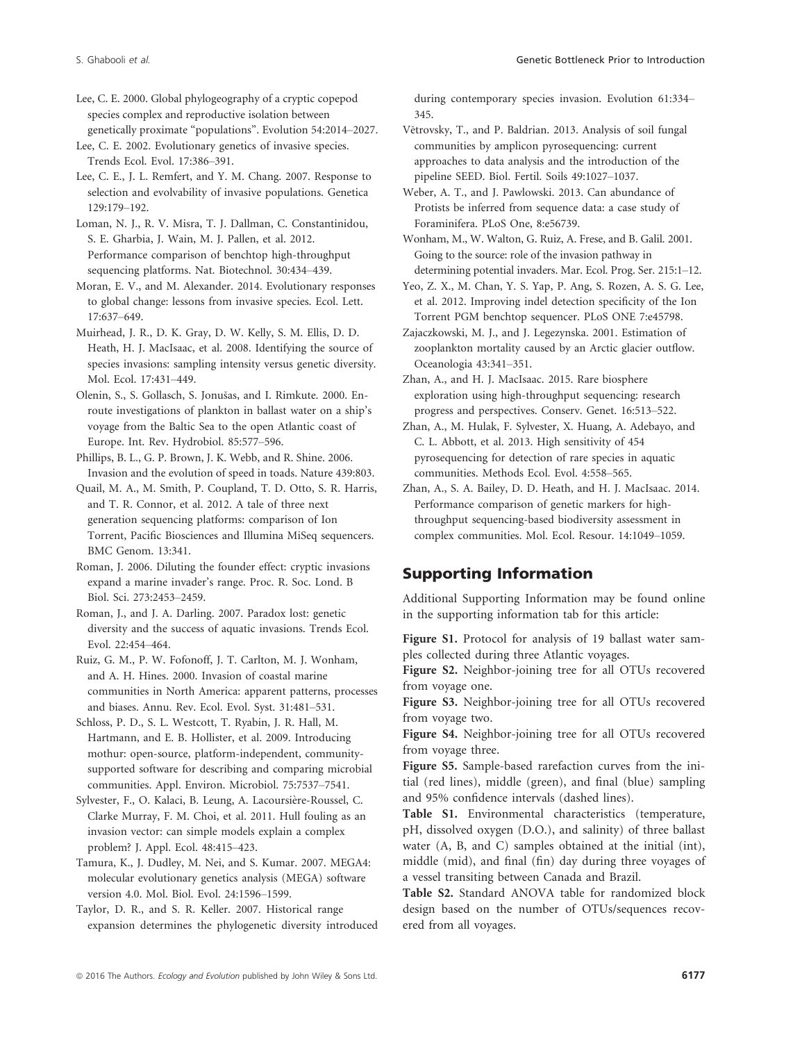Lee, C. E. 2000. Global phylogeography of a cryptic copepod species complex and reproductive isolation between genetically proximate "populations". Evolution 54:2014–2027.

Lee, C. E. 2002. Evolutionary genetics of invasive species. Trends Ecol. Evol. 17:386–391.

Lee, C. E., J. L. Remfert, and Y. M. Chang. 2007. Response to selection and evolvability of invasive populations. Genetica 129:179–192.

Loman, N. J., R. V. Misra, T. J. Dallman, C. Constantinidou, S. E. Gharbia, J. Wain, M. J. Pallen, et al. 2012. Performance comparison of benchtop high-throughput sequencing platforms. Nat. Biotechnol. 30:434–439.

Moran, E. V., and M. Alexander. 2014. Evolutionary responses to global change: lessons from invasive species. Ecol. Lett. 17:637–649.

Muirhead, J. R., D. K. Gray, D. W. Kelly, S. M. Ellis, D. D. Heath, H. J. MacIsaac, et al. 2008. Identifying the source of species invasions: sampling intensity versus genetic diversity. Mol. Ecol. 17:431–449.

Olenin, S., S. Gollasch, S. Jonušas, and I. Rimkute. 2000. En-route investigations of plankton in ballast water on a ship's voyage from the Baltic Sea to the open Atlantic coast of Europe. Int. Rev. Hydrobiol. 85:577–596.

Phillips, B. L., G. P. Brown, J. K. Webb, and R. Shine. 2006. Invasion and the evolution of speed in toads. Nature 439:803.

Quail, M. A., M. Smith, P. Coupland, T. D. Otto, S. R. Harris, and T. R. Connor, et al. 2012. A tale of three next generation sequencing platforms: comparison of Ion Torrent, Pacific Biosciences and Illumina MiSeq sequencers. BMC Genom. 13:341.

Roman, J. 2006. Diluting the founder effect: cryptic invasions expand a marine invader's range. Proc. R. Soc. Lond. B Biol. Sci. 273:2453–2459.

Roman, J., and J. A. Darling. 2007. Paradox lost: genetic diversity and the success of aquatic invasions. Trends Ecol. Evol. 22:454–464.

Ruiz, G. M., P. W. Fofonoff, J. T. Carlton, M. J. Wonham, and A. H. Hines. 2000. Invasion of coastal marine communities in North America: apparent patterns, processes and biases. Annu. Rev. Ecol. Evol. Syst. 31:481–531.

Schloss, P. D., S. L. Westcott, T. Ryabin, J. R. Hall, M. Hartmann, and E. B. Hollister, et al. 2009. Introducing mothur: open-source, platform-independent, community-supported software for describing and comparing microbial communities. Appl. Environ. Microbiol. 75:7537–7541.

Sylvester, F., O. Kalaci, B. Leung, A. Lacoursière-Roussel, C. Clarke Murray, F. M. Choi, et al. 2011. Hull fouling as an invasion vector: can simple models explain a complex problem? J. Appl. Ecol. 48:415–423.

Tamura, K., J. Dudley, M. Nei, and S. Kumar. 2007. MEGA4: molecular evolutionary genetics analysis (MEGA) software version 4.0. Mol. Biol. Evol. 24:1596–1599.

Taylor, D. R., and S. R. Keller. 2007. Historical range expansion determines the phylogenetic diversity introduced during contemporary species invasion. Evolution 61:334–345.

Větrovsky, T., and P. Baldrian. 2013. Analysis of soil fungal communities by amplicon pyrosequencing: current approaches to data analysis and the introduction of the pipeline SEED. Biol. Fertil. Soils 49:1027–1037.

Weber, A. T., and J. Pawlowski. 2013. Can abundance of Protists be inferred from sequence data: a case study of Foraminifera. PLoS One, 8:e56739.

Wonham, M., W. Walton, G. Ruiz, A. Frese, and B. Galil. 2001. Going to the source: role of the invasion pathway in determining potential invaders. Mar. Ecol. Prog. Ser. 215:1–12.

Yeo, Z. X., M. Chan, Y. S. Yap, P. Ang, S. Rozen, A. S. G. Lee, et al. 2012. Improving indel detection specificity of the Ion Torrent PGM benchtop sequencer. PLoS ONE 7:e45798.

Zajaczkowski, M. J., and J. Legezynska. 2001. Estimation of zooplankton mortality caused by an Arctic glacier outflow. Oceanologia 43:341–351.

Zhan, A., and H. J. MacIsaac. 2015. Rare biosphere exploration using high-throughput sequencing: research progress and perspectives. Conserv. Genet. 16:513–522.

Zhan, A., M. Hulak, F. Sylvester, X. Huang, A. Adebayo, and C. L. Abbott, et al. 2013. High sensitivity of 454 pyrosequencing for detection of rare species in aquatic communities. Methods Ecol. Evol. 4:558–565.

Zhan, A., S. A. Bailey, D. D. Heath, and H. J. MacIsaac. 2014. Performance comparison of genetic markers for high-throughput sequencing-based biodiversity assessment in complex communities. Mol. Ecol. Resour. 14:1049–1059.

## Supporting Information

Additional Supporting Information may be found online in the supporting information tab for this article:

**Figure S1.** Protocol for analysis of 19 ballast water samples collected during three Atlantic voyages.

**Figure S2.** Neighbor-joining tree for all OTUs recovered from voyage one.

**Figure S3.** Neighbor-joining tree for all OTUs recovered from voyage two.

**Figure S4.** Neighbor-joining tree for all OTUs recovered from voyage three.

**Figure S5.** Sample-based rarefaction curves from the initial (red lines), middle (green), and final (blue) sampling and 95% confidence intervals (dashed lines).

**Table S1.** Environmental characteristics (temperature, pH, dissolved oxygen (D.O.), and salinity) of three ballast water (A, B, and C) samples obtained at the initial (int), middle (mid), and final (fin) day during three voyages of a vessel transiting between Canada and Brazil.

**Table S2.** Standard ANOVA table for randomized block design based on the number of OTUs/sequences recovered from all voyages.